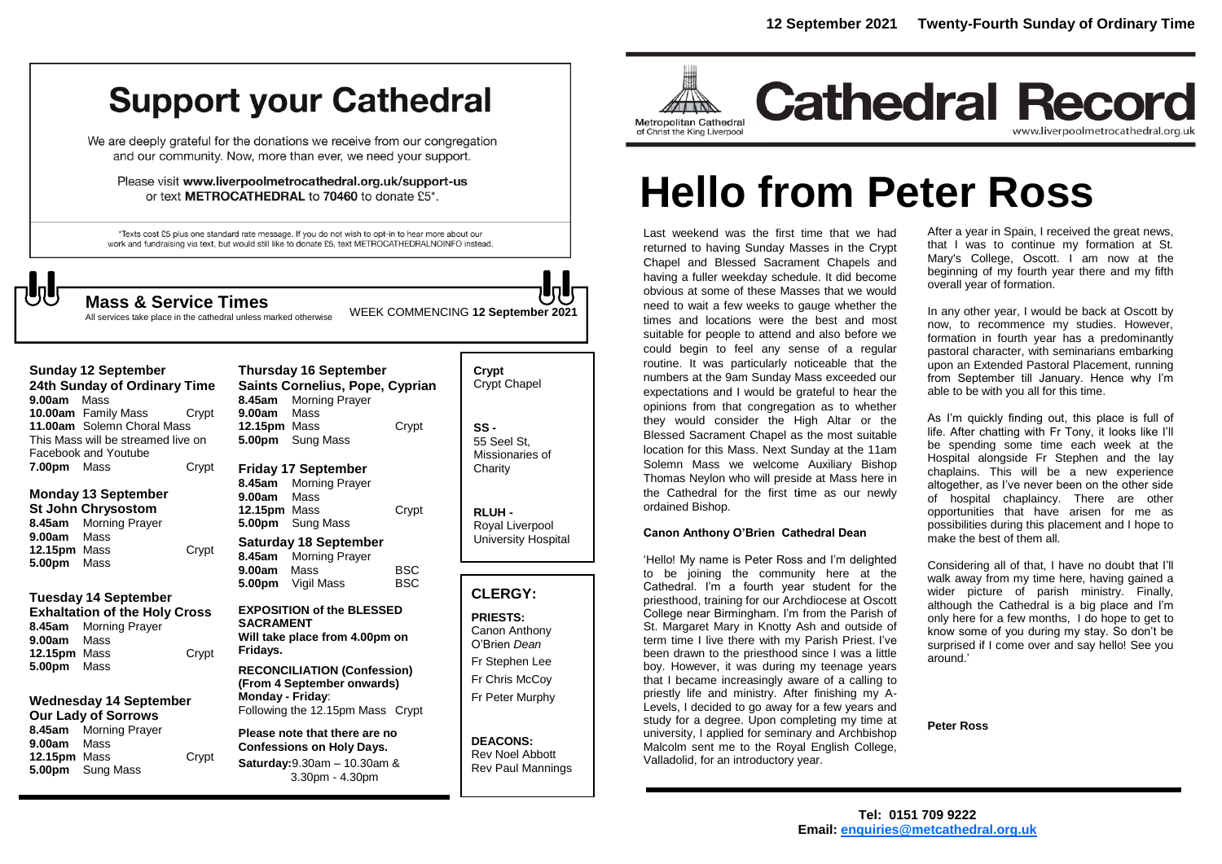# Support your Cathedral

We are deeply grateful for the donations we receive from our congregation and our community. Now, more than ever, we need your support.

Please visit **www.liverpoolmetrocathedral.org.uk/support-us** or text **METROCATHEDRAL** to **70460** to donate £5*.

*Texts cost £5 plus one standard rate message. If you do not wish to opt-in to hear more about our work and fundraising via text, but would still like to donate £5, text METROCATHEDRALNOINFO instead.

## Mass & Service Times

All services take place in the cathedral unless marked otherwise

WEEK COMMENCING **12 September 2021**

**Sunday 12 September**
**24th Sunday of Ordinary Time**
**9.00am** Mass
**10.00am** Family Mass — Crypt
**11.00am** Solemn Choral Mass
This Mass will be streamed live on Facebook and Youtube
**7.00pm** Mass — Crypt

**Monday 13 September**
**St John Chrysostom**
**8.45am** Morning Prayer
**9.00am** Mass
**12.15pm** Mass — Crypt
**5.00pm** Mass

**Tuesday 14 September**
**Exhaltation of the Holy Cross**
**8.45am** Morning Prayer
**9.00am** Mass
**12.15pm** Mass — Crypt
**5.00pm** Mass

**Wednesday 14 September**
**Our Lady of Sorrows**
**8.45am** Morning Prayer
**9.00am** Mass
**12.15pm** Mass — Crypt
**5.00pm** Sung Mass

**Thursday 16 September**
**Saints Cornelius, Pope, Cyprian**
**8.45am** Morning Prayer
**9.00am** Mass
**12.15pm** Mass — Crypt
**5.00pm** Sung Mass

**Friday 17 September**
**8.45am** Morning Prayer
**9.00am** Mass
**12.15pm** Mass — Crypt
**5.00pm** Sung Mass

**Saturday 18 September**
**8.45am** Morning Prayer
**9.00am** Mass — BSC
**5.00pm** Vigil Mass — BSC

**EXPOSITION of the BLESSED SACRAMENT**
**Will take place from 4.00pm on Fridays.**

**RECONCILIATION (Confession) (From 4 September onwards)**
**Monday - Friday**:
Following the 12.15pm Mass Crypt

**Please note that there are no Confessions on Holy Days.**
**Saturday:** 9.30am – 10.30am & 3.30pm - 4.30pm

**Crypt**
Crypt Chapel

**SS -**
55 Seel St, Missionaries of Charity

**RLUH -**
Royal Liverpool University Hospital

## CLERGY:

**PRIESTS:**
Canon Anthony O'Brien *Dean*
Fr Stephen Lee
Fr Chris McCoy
Fr Peter Murphy

**DEACONS:**
Rev Noel Abbott
Rev Paul Mannings

**12 September 2021 Twenty-Fourth Sunday of Ordinary Time**

Metropolitan Cathedral of Christ the King Liverpool

# Cathedral Record

www.liverpoolmetrocathedral.org.uk

# Hello from Peter Ross

Last weekend was the first time that we had returned to having Sunday Masses in the Crypt Chapel and Blessed Sacrament Chapels and having a fuller weekday schedule. It did become obvious at some of these Masses that we would need to wait a few weeks to gauge whether the times and locations were the best and most suitable for people to attend and also before we could begin to feel any sense of a regular routine. It was particularly noticeable that the numbers at the 9am Sunday Mass exceeded our expectations and I would be grateful to hear the opinions from that congregation as to whether they would consider the High Altar or the Blessed Sacrament Chapel as the most suitable location for this Mass. Next Sunday at the 11am Solemn Mass we welcome Auxiliary Bishop Thomas Neylon who will preside at Mass here in the Cathedral for the first time as our newly ordained Bishop.

**Canon Anthony O'Brien Cathedral Dean**

'Hello! My name is Peter Ross and I'm delighted to be joining the community here at the Cathedral. I'm a fourth year student for the priesthood, training for our Archdiocese at Oscott College near Birmingham. I'm from the Parish of St. Margaret Mary in Knotty Ash and outside of term time I live there with my Parish Priest. I've been drawn to the priesthood since I was a little boy. However, it was during my teenage years that I became increasingly aware of a calling to priestly life and ministry. After finishing my A-Levels, I decided to go away for a few years and study for a degree. Upon completing my time at university, I applied for seminary and Archbishop Malcolm sent me to the Royal English College, Valladolid, for an introductory year.

After a year in Spain, I received the great news, that I was to continue my formation at St. Mary's College, Oscott. I am now at the beginning of my fourth year there and my fifth overall year of formation.

In any other year, I would be back at Oscott by now, to recommence my studies. However, formation in fourth year has a predominantly pastoral character, with seminarians embarking upon an Extended Pastoral Placement, running from September till January. Hence why I'm able to be with you all for this time.

As I'm quickly finding out, this place is full of life. After chatting with Fr Tony, it looks like I'll be spending some time each week at the Hospital alongside Fr Stephen and the lay chaplains. This will be a new experience altogether, as I've never been on the other side of hospital chaplaincy. There are other opportunities that have arisen for me as possibilities during this placement and I hope to make the best of them all.

Considering all of that, I have no doubt that I'll walk away from my time here, having gained a wider picture of parish ministry. Finally, although the Cathedral is a big place and I'm only here for a few months, I do hope to get to know some of you during my stay. So don't be surprised if I come over and say hello! See you around.'

**Peter Ross**

**Tel: 0151 709 9222**
**Email: enquiries@metcathedral.org.uk**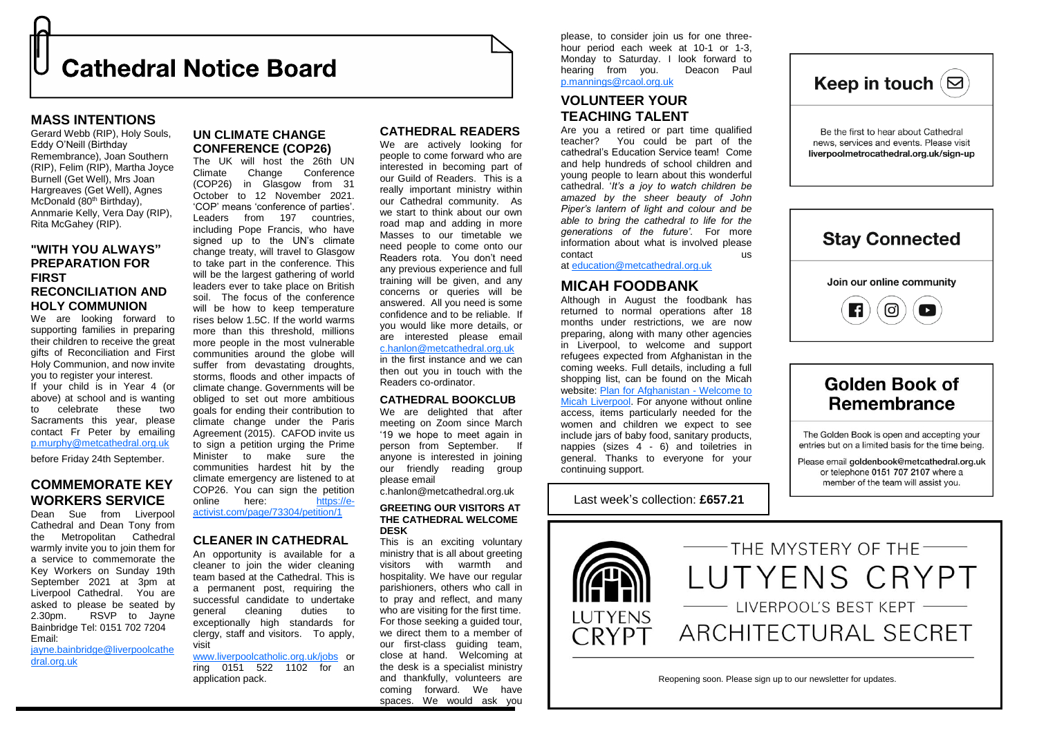# Cathedral Notice Board

## MASS INTENTIONS

Gerard Webb (RIP), Holy Souls, Eddy O'Neill (Birthday Remembrance), Joan Southern (RIP), Felim (RIP), Martha Joyce Burnell (Get Well), Mrs Joan Hargreaves (Get Well), Agnes McDonald (80th Birthday), Annmarie Kelly, Vera Day (RIP), Rita McGahey (RIP).

## "WITH YOU ALWAYS" PREPARATION FOR FIRST RECONCILIATION AND HOLY COMMUNION

We are looking forward to supporting families in preparing their children to receive the great gifts of Reconciliation and First Holy Communion, and now invite you to register your interest.

If your child is in Year 4 (or above) at school and is wanting to celebrate these two Sacraments this year, please contact Fr Peter by emailing p.murphy@metcathedral.org.uk

before Friday 24th September.

## COMMEMORATE KEY WORKERS SERVICE

Dean Sue from Liverpool Cathedral and Dean Tony from the Metropolitan Cathedral warmly invite you to join them for a service to commemorate the Key Workers on Sunday 19th September 2021 at 3pm at Liverpool Cathedral. You are asked to please be seated by 2.30pm. RSVP to Jayne Bainbridge Tel: 0151 702 7204 Email: jayne.bainbridge@liverpoolcathedral.org.uk

## UN CLIMATE CHANGE CONFERENCE (COP26)

The UK will host the 26th UN Climate Change Conference (COP26) in Glasgow from 31 October to 12 November 2021. 'COP' means 'conference of parties'. Leaders from 197 countries, including Pope Francis, who have signed up to the UN's climate change treaty, will travel to Glasgow to take part in the conference. This will be the largest gathering of world leaders ever to take place on British soil. The focus of the conference will be how to keep temperature rises below 1.5C. If the world warms more than this threshold, millions more people in the most vulnerable communities around the globe will suffer from devastating droughts, storms, floods and other impacts of climate change. Governments will be obliged to set out more ambitious goals for ending their contribution to climate change under the Paris Agreement (2015). CAFOD invite us to sign a petition urging the Prime Minister to make sure the communities hardest hit by the climate emergency are listened to at COP26. You can sign the petition online here: https://e-activist.com/page/73304/petition/1

## CLEANER IN CATHEDRAL

An opportunity is available for a cleaner to join the wider cleaning team based at the Cathedral. This is a permanent post, requiring the successful candidate to undertake general cleaning duties to exceptionally high standards for clergy, staff and visitors. To apply, visit www.liverpoolcatholic.org.uk/jobs or ring 0151 522 1102 for an application pack.

## CATHEDRAL READERS

We are actively looking for people to come forward who are interested in becoming part of our Guild of Readers. This is a really important ministry within our Cathedral community. As we start to think about our own road map and adding in more Masses to our timetable we need people to come onto our Readers rota. You don't need any previous experience and full training will be given, and any concerns or queries will be answered. All you need is some confidence and to be reliable. If you would like more details, or are interested please email c.hanlon@metcathedral.org.uk in the first instance and we can then out you in touch with the Readers co-ordinator.

### CATHEDRAL BOOKCLUB

We are delighted that after meeting on Zoom since March '19 we hope to meet again in person from September. If anyone is interested in joining our friendly reading group please email c.hanlon@metcathedral.org.uk

### GREETING OUR VISITORS AT THE CATHEDRAL WELCOME DESK

This is an exciting voluntary ministry that is all about greeting visitors with warmth and hospitality. We have our regular parishioners, others who call in to pray and reflect, and many who are visiting for the first time. For those seeking a guided tour, we direct them to a member of our first-class guiding team, close at hand. Welcoming at the desk is a specialist ministry and thankfully, volunteers are coming forward. We have spaces. We would ask you please, to consider join us for one three-hour period each week at 10-1 or 1-3, Monday to Saturday. I look forward to hearing from you. Deacon Paul p.mannings@rcaol.org.uk

## VOLUNTEER YOUR TEACHING TALENT

Are you a retired or part time qualified teacher? You could be part of the cathedral's Education Service team! Come and help hundreds of school children and young people to learn about this wonderful cathedral. '*It's a joy to watch children be amazed by the sheer beauty of John Piper's lantern of light and colour and be able to bring the cathedral to life for the generations of the future'.* For more information about what is involved please contact us at education@metcathedral.org.uk

## MICAH FOODBANK

Although in August the foodbank has returned to normal operations after 18 months under restrictions, we are now preparing, along with many other agencies in Liverpool, to welcome and support refugees expected from Afghanistan in the coming weeks. Full details, including a full shopping list, can be found on the Micah website: Plan for Afghanistan - Welcome to Micah Liverpool. For anyone without online access, items particularly needed for the women and children we expect to see include jars of baby food, sanitary products, nappies (sizes 4 - 6) and toiletries in general. Thanks to everyone for your continuing support.

Last week's collection: **£657.21**

## Keep in touch

Be the first to hear about Cathedral news, services and events. Please visit **liverpoolmetrocathedral.org.uk/sign-up**

## Stay Connected

**Join our online community**

## Golden Book of Remembrance

The Golden Book is open and accepting your entries but on a limited basis for the time being.

Please email **goldenbook@metcathedral.org.uk** or telephone **0151 707 2107** where a member of the team will assist you.

LUTYENS CRYPT

THE MYSTERY OF THE LUTYENS CRYPT

LIVERPOOL'S BEST KEPT ARCHITECTURAL SECRET

Reopening soon. Please sign up to our newsletter for updates.